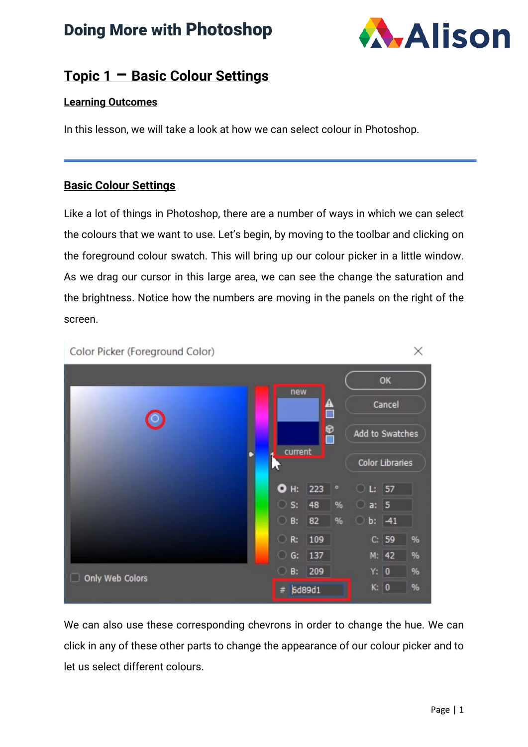## Topic 1 – Basic Colour Settings

### Learning Outcomes

In this lesson, we will take a look at how we can select colour in Photoshop.

---

### Basic Colour Settings

Like a lot of things in Photoshop, there are a number of ways in which we can select the colours that we want to use. Let's begin, by moving to the toolbar and clicking on the foreground colour swatch. This will bring up our colour picker in a little window. As we drag our cursor in this large area, we can see the change the saturation and the brightness. Notice how the numbers are moving in the panels on the right of the screen.

We can also use these corresponding chevrons in order to change the hue. We can click in any of these other parts to change the appearance of our colour picker and to let us select different colours.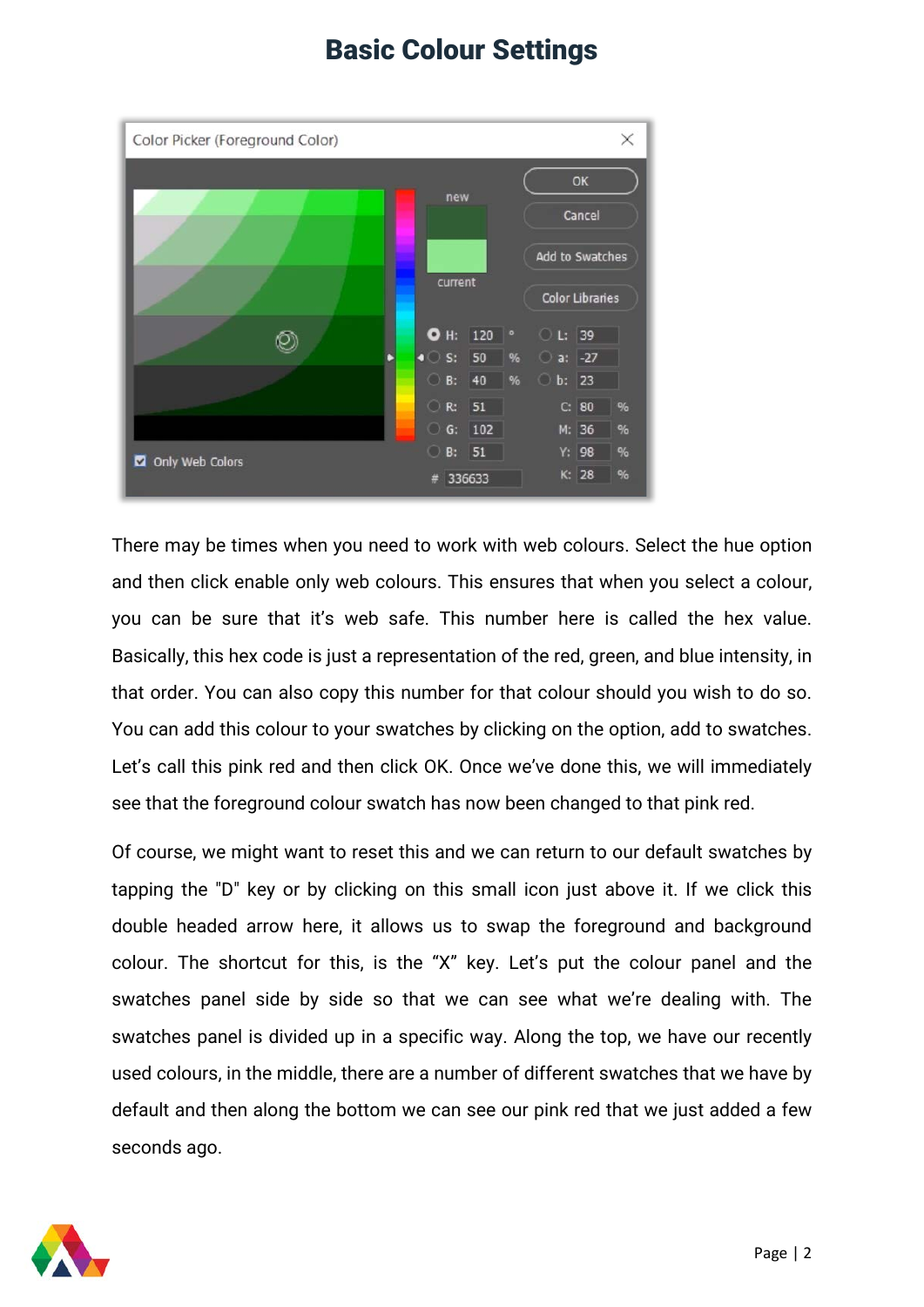# Basic Colour Settings

There may be times when you need to work with web colours. Select the hue option and then click enable only web colours. This ensures that when you select a colour, you can be sure that it's web safe. This number here is called the hex value. Basically, this hex code is just a representation of the red, green, and blue intensity, in that order. You can also copy this number for that colour should you wish to do so. You can add this colour to your swatches by clicking on the option, add to swatches. Let's call this pink red and then click OK. Once we've done this, we will immediately see that the foreground colour swatch has now been changed to that pink red.

Of course, we might want to reset this and we can return to our default swatches by tapping the "D" key or by clicking on this small icon just above it. If we click this double headed arrow here, it allows us to swap the foreground and background colour. The shortcut for this, is the "X" key. Let's put the colour panel and the swatches panel side by side so that we can see what we're dealing with. The swatches panel is divided up in a specific way. Along the top, we have our recently used colours, in the middle, there are a number of different swatches that we have by default and then along the bottom we can see our pink red that we just added a few seconds ago.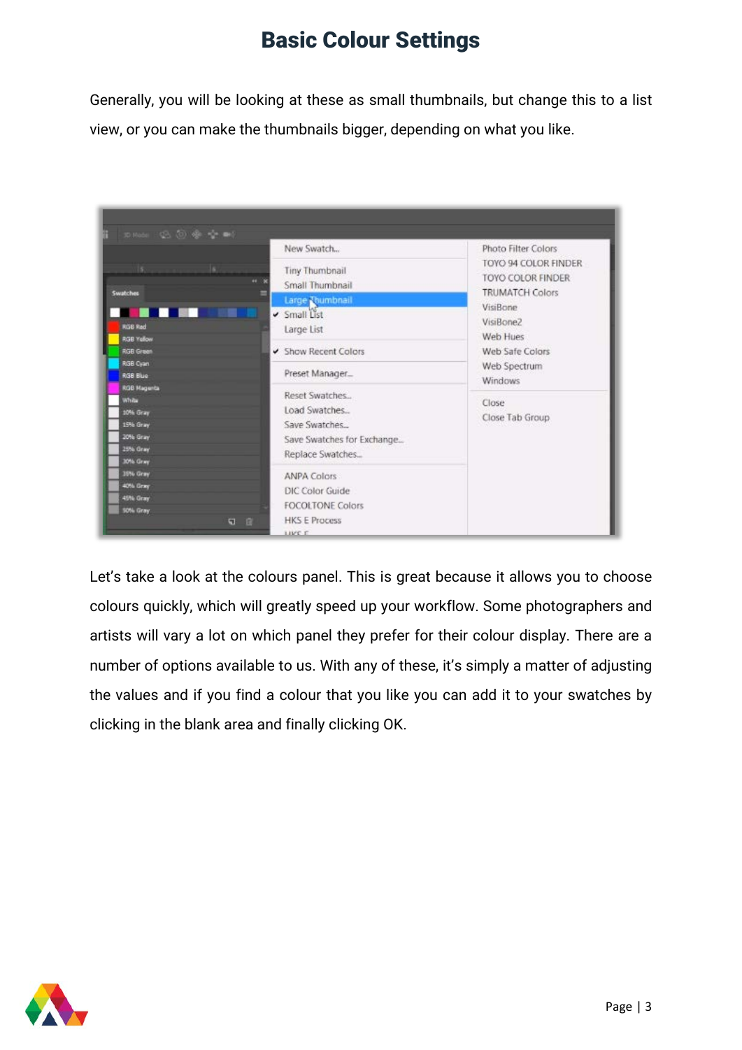# Basic Colour Settings

Generally, you will be looking at these as small thumbnails, but change this to a list view, or you can make the thumbnails bigger, depending on what you like.

Let's take a look at the colours panel. This is great because it allows you to choose colours quickly, which will greatly speed up your workflow. Some photographers and artists will vary a lot on which panel they prefer for their colour display. There are a number of options available to us. With any of these, it's simply a matter of adjusting the values and if you find a colour that you like you can add it to your swatches by clicking in the blank area and finally clicking OK.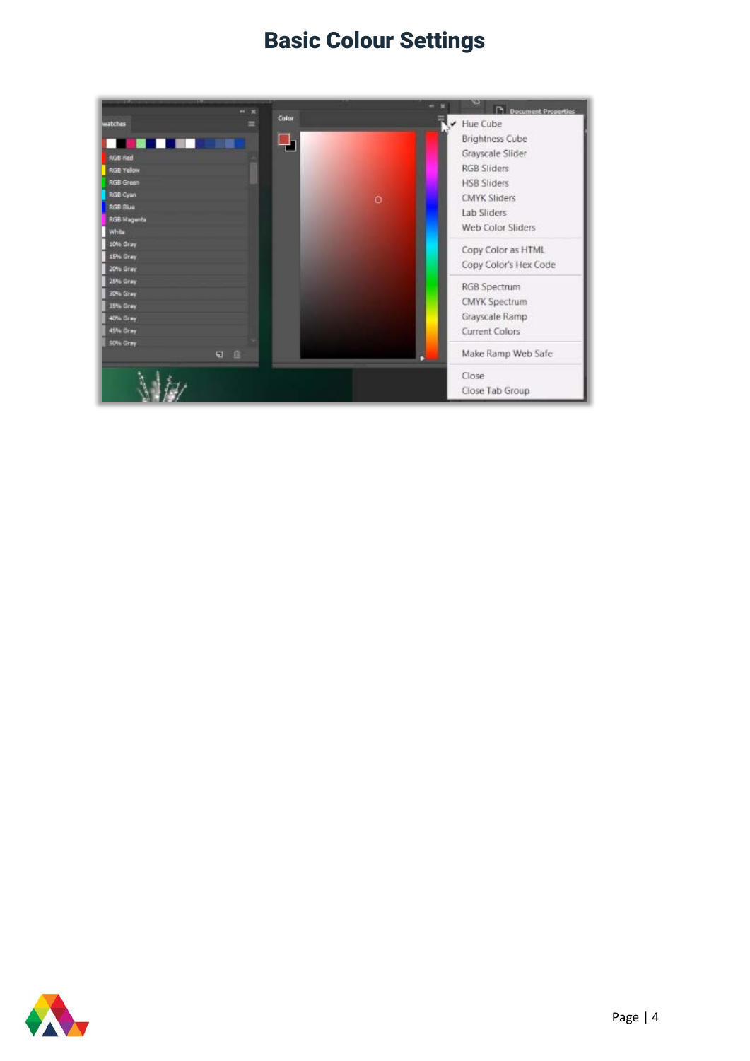# Basic Colour Settings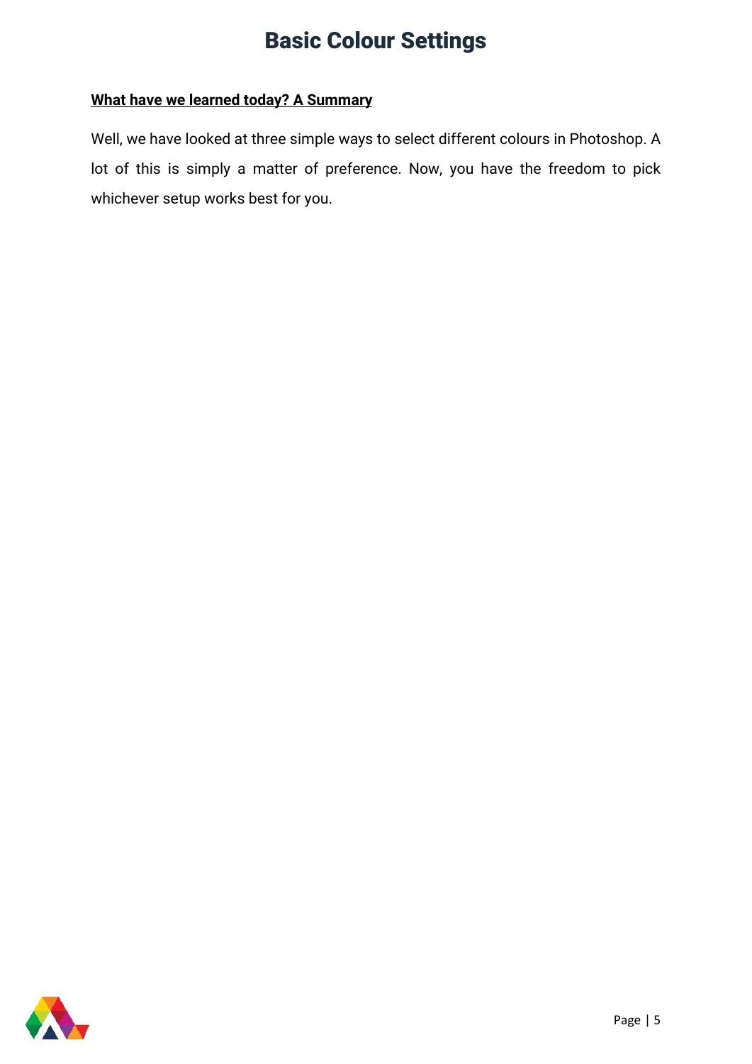# Basic Colour Settings

**What have we learned today? A Summary**

Well, we have looked at three simple ways to select different colours in Photoshop. A lot of this is simply a matter of preference. Now, you have the freedom to pick whichever setup works best for you.